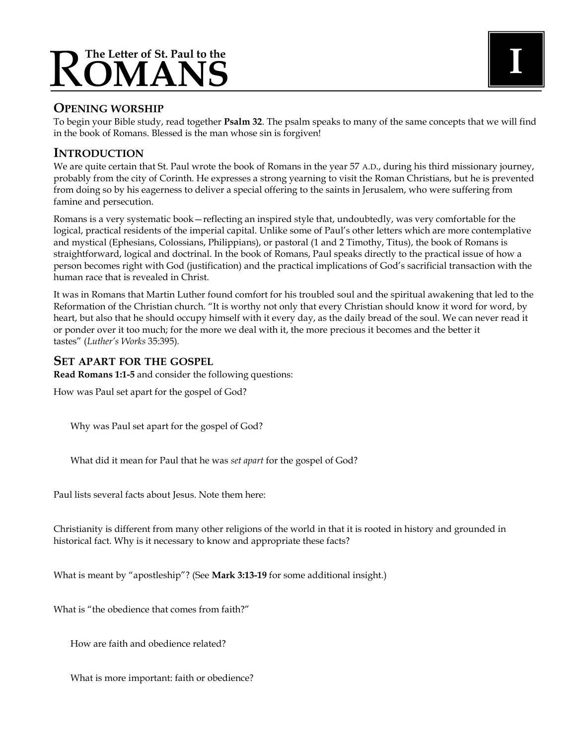# The Letter of St. Paul to the ROMANS

**I**

## OPENING WORSHIP

To begin your Bible study, read together **Psalm 32**. The psalm speaks to many of the same concepts that we will find in the book of Romans. Blessed is the man whose sin is forgiven!

## INTRODUCTION

We are quite certain that St. Paul wrote the book of Romans in the year 57 A.D., during his third missionary journey, probably from the city of Corinth. He expresses a strong yearning to visit the Roman Christians, but he is prevented from doing so by his eagerness to deliver a special offering to the saints in Jerusalem, who were suffering from famine and persecution.

Romans is a very systematic book—reflecting an inspired style that, undoubtedly, was very comfortable for the logical, practical residents of the imperial capital. Unlike some of Paul's other letters which are more contemplative and mystical (Ephesians, Colossians, Philippians), or pastoral (1 and 2 Timothy, Titus), the book of Romans is straightforward, logical and doctrinal. In the book of Romans, Paul speaks directly to the practical issue of how a person becomes right with God (justification) and the practical implications of God's sacrificial transaction with the human race that is revealed in Christ.

It was in Romans that Martin Luther found comfort for his troubled soul and the spiritual awakening that led to the Reformation of the Christian church. "It is worthy not only that every Christian should know it word for word, by heart, but also that he should occupy himself with it every day, as the daily bread of the soul. We can never read it or ponder over it too much; for the more we deal with it, the more precious it becomes and the better it tastes" (*Luther's Works* 35:395).

## SET APART FOR THE GOSPEL

**Read Romans 1:1-5** and consider the following questions:

How was Paul set apart for the gospel of God?

Why was Paul set apart for the gospel of God?

What did it mean for Paul that he was *set apart* for the gospel of God?

Paul lists several facts about Jesus. Note them here:

Christianity is different from many other religions of the world in that it is rooted in history and grounded in historical fact. Why is it necessary to know and appropriate these facts?

What is meant by "apostleship"? (See **Mark 3:13-19** for some additional insight.)

What is "the obedience that comes from faith?"

How are faith and obedience related?

What is more important: faith or obedience?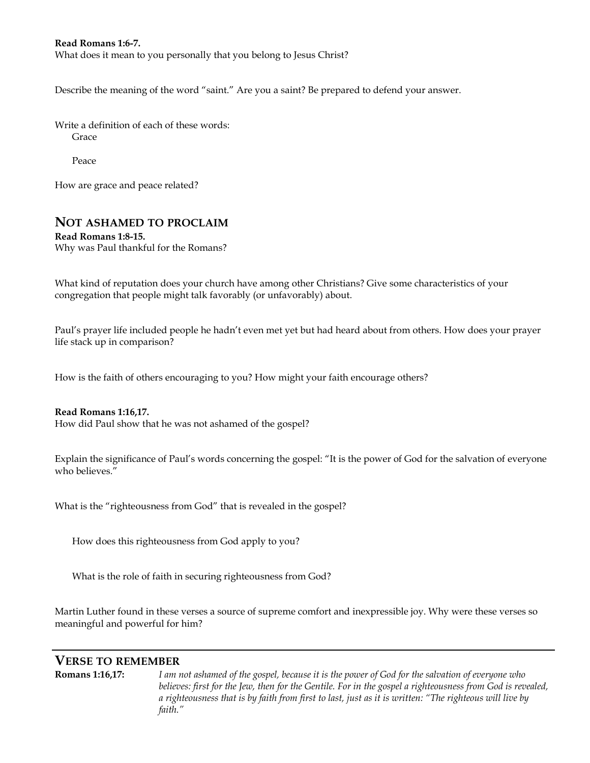**Read Romans 1:6-7.**
What does it mean to you personally that you belong to Jesus Christ?

Describe the meaning of the word "saint." Are you a saint? Be prepared to defend your answer.

Write a definition of each of these words:

Grace

Peace

How are grace and peace related?

## NOT ASHAMED TO PROCLAIM

**Read Romans 1:8-15.**
Why was Paul thankful for the Romans?

What kind of reputation does your church have among other Christians? Give some characteristics of your congregation that people might talk favorably (or unfavorably) about.

Paul's prayer life included people he hadn't even met yet but had heard about from others. How does your prayer life stack up in comparison?

How is the faith of others encouraging to you? How might your faith encourage others?

**Read Romans 1:16,17.**
How did Paul show that he was not ashamed of the gospel?

Explain the significance of Paul's words concerning the gospel: "It is the power of God for the salvation of everyone who believes."

What is the "righteousness from God" that is revealed in the gospel?

How does this righteousness from God apply to you?

What is the role of faith in securing righteousness from God?

Martin Luther found in these verses a source of supreme comfort and inexpressible joy. Why were these verses so meaningful and powerful for him?

## VERSE TO REMEMBER

**Romans 1:16,17:** *I am not ashamed of the gospel, because it is the power of God for the salvation of everyone who believes: first for the Jew, then for the Gentile. For in the gospel a righteousness from God is revealed, a righteousness that is by faith from first to last, just as it is written: "The righteous will live by faith."*